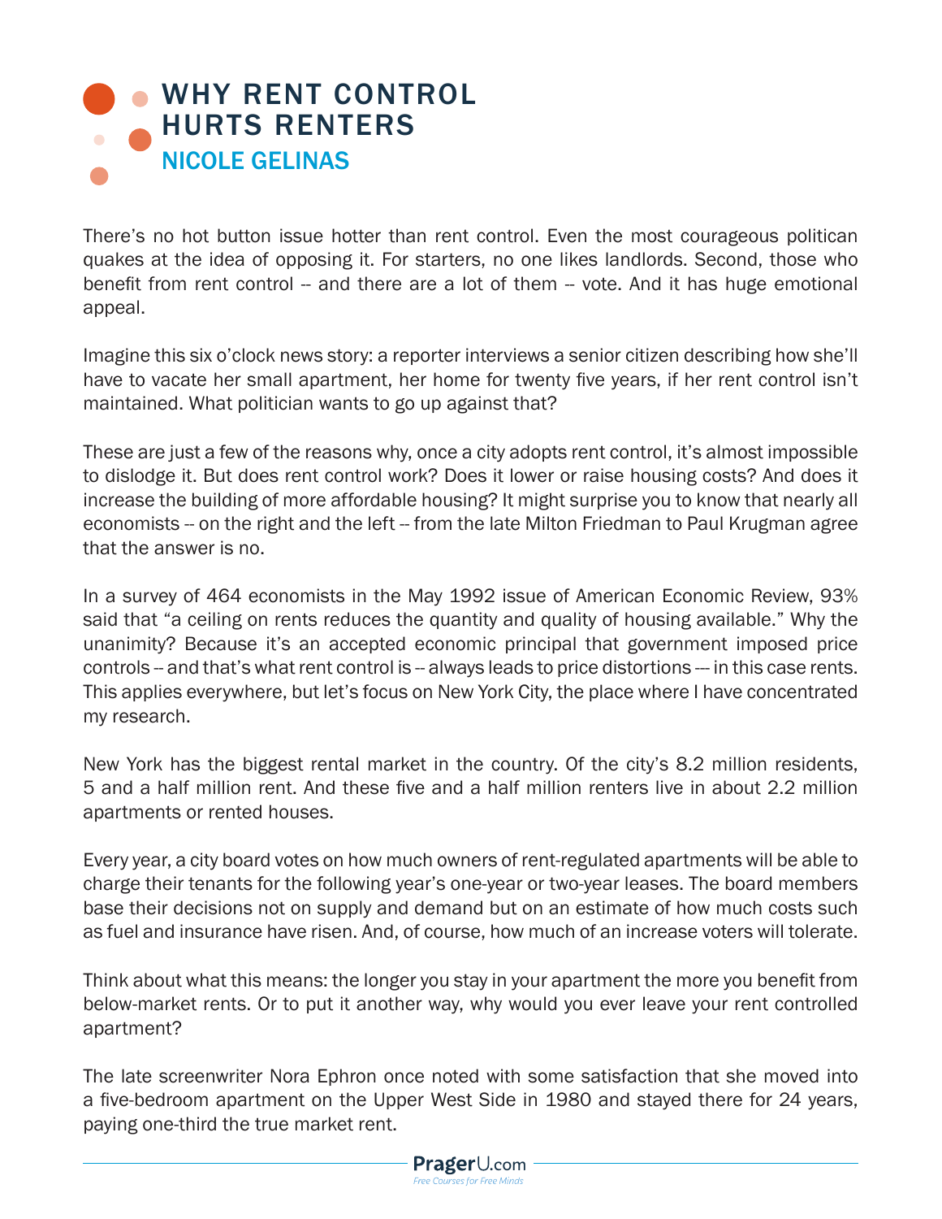# WHY RENT CONTROL HURTS RENTERS

## NICOLE GELINAS

There's no hot button issue hotter than rent control. Even the most courageous politican quakes at the idea of opposing it. For starters, no one likes landlords. Second, those who benefit from rent control -- and there are a lot of them -- vote. And it has huge emotional appeal.

Imagine this six o'clock news story: a reporter interviews a senior citizen describing how she'll have to vacate her small apartment, her home for twenty five years, if her rent control isn't maintained. What politician wants to go up against that?

These are just a few of the reasons why, once a city adopts rent control, it's almost impossible to dislodge it. But does rent control work? Does it lower or raise housing costs? And does it increase the building of more affordable housing? It might surprise you to know that nearly all economists -- on the right and the left -- from the late Milton Friedman to Paul Krugman agree that the answer is no.

In a survey of 464 economists in the May 1992 issue of American Economic Review, 93% said that "a ceiling on rents reduces the quantity and quality of housing available." Why the unanimity? Because it's an accepted economic principal that government imposed price controls -- and that's what rent control is -- always leads to price distortions --- in this case rents. This applies everywhere, but let's focus on New York City, the place where I have concentrated my research.

New York has the biggest rental market in the country. Of the city's 8.2 million residents, 5 and a half million rent. And these five and a half million renters live in about 2.2 million apartments or rented houses.

Every year, a city board votes on how much owners of rent-regulated apartments will be able to charge their tenants for the following year's one-year or two-year leases. The board members base their decisions not on supply and demand but on an estimate of how much costs such as fuel and insurance have risen. And, of course, how much of an increase voters will tolerate.

Think about what this means: the longer you stay in your apartment the more you benefit from below-market rents. Or to put it another way, why would you ever leave your rent controlled apartment?

The late screenwriter Nora Ephron once noted with some satisfaction that she moved into a five-bedroom apartment on the Upper West Side in 1980 and stayed there for 24 years, paying one-third the true market rent.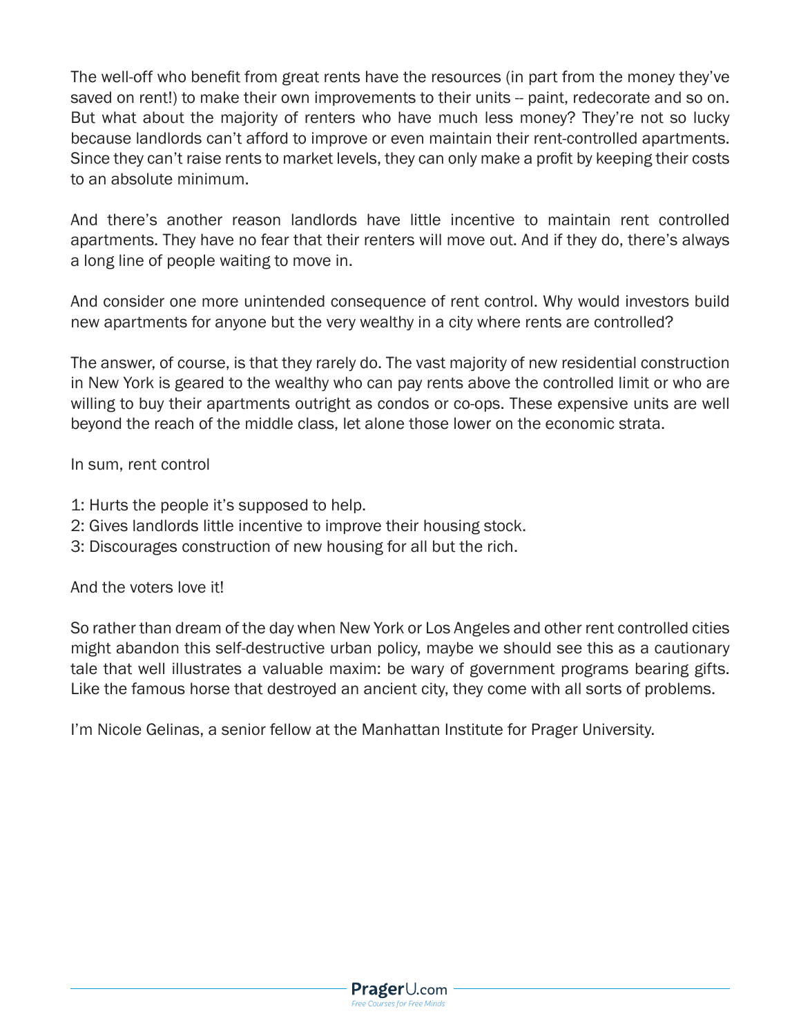The well-off who benefit from great rents have the resources (in part from the money they've saved on rent!) to make their own improvements to their units -- paint, redecorate and so on. But what about the majority of renters who have much less money? They're not so lucky because landlords can't afford to improve or even maintain their rent-controlled apartments. Since they can't raise rents to market levels, they can only make a profit by keeping their costs to an absolute minimum.

And there's another reason landlords have little incentive to maintain rent controlled apartments. They have no fear that their renters will move out. And if they do, there's always a long line of people waiting to move in.

And consider one more unintended consequence of rent control. Why would investors build new apartments for anyone but the very wealthy in a city where rents are controlled?

The answer, of course, is that they rarely do. The vast majority of new residential construction in New York is geared to the wealthy who can pay rents above the controlled limit or who are willing to buy their apartments outright as condos or co-ops. These expensive units are well beyond the reach of the middle class, let alone those lower on the economic strata.

In sum, rent control

1: Hurts the people it's supposed to help.
2: Gives landlords little incentive to improve their housing stock.
3: Discourages construction of new housing for all but the rich.

And the voters love it!

So rather than dream of the day when New York or Los Angeles and other rent controlled cities might abandon this self-destructive urban policy, maybe we should see this as a cautionary tale that well illustrates a valuable maxim: be wary of government programs bearing gifts. Like the famous horse that destroyed an ancient city, they come with all sorts of problems.

I'm Nicole Gelinas, a senior fellow at the Manhattan Institute for Prager University.